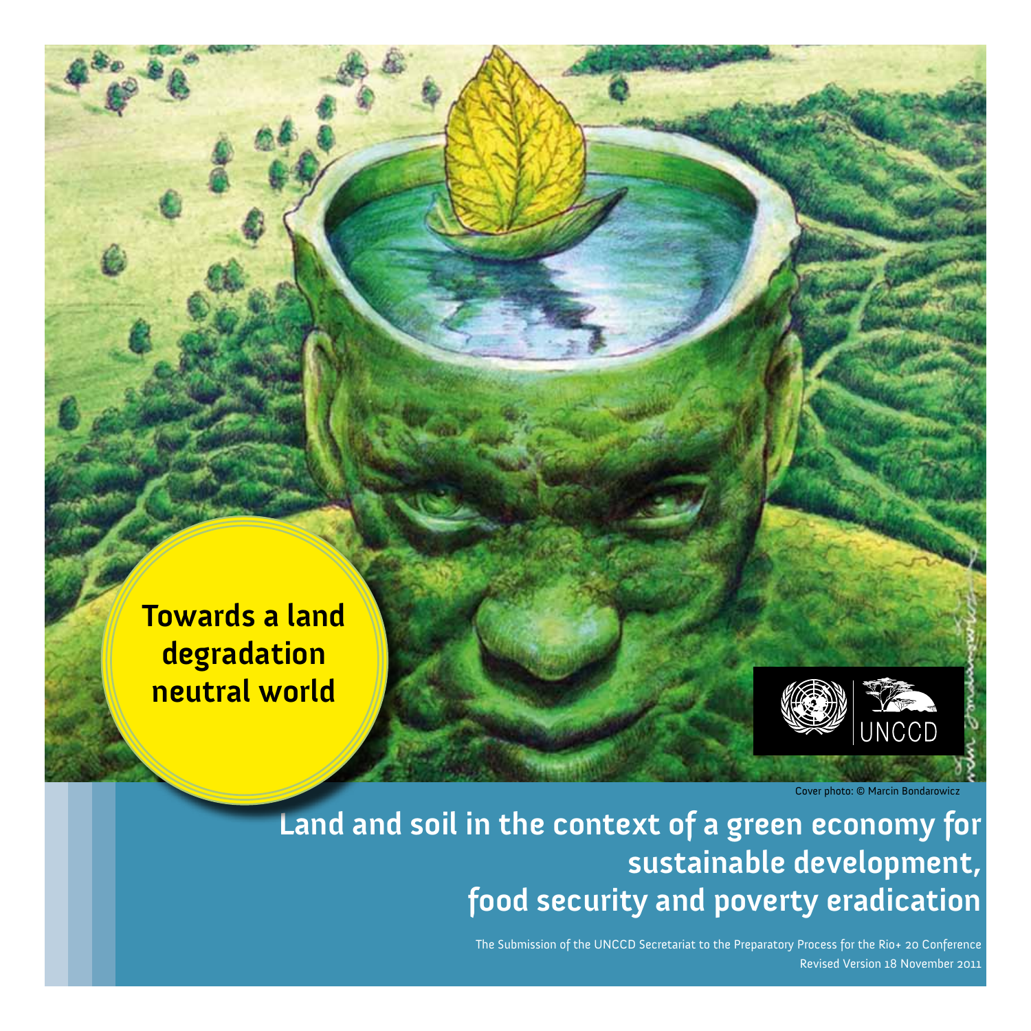**Towards a land degradation neutral world**

UNCCD

Cover photo: © Marcin Bondarowicz

# Land and soil in the context of a green economy for sustainable development, food security and poverty eradication

The Submission of the UNCCD Secretariat to the Preparatory Process for the Rio+ 20 Conference

Revised Version 18 November 2011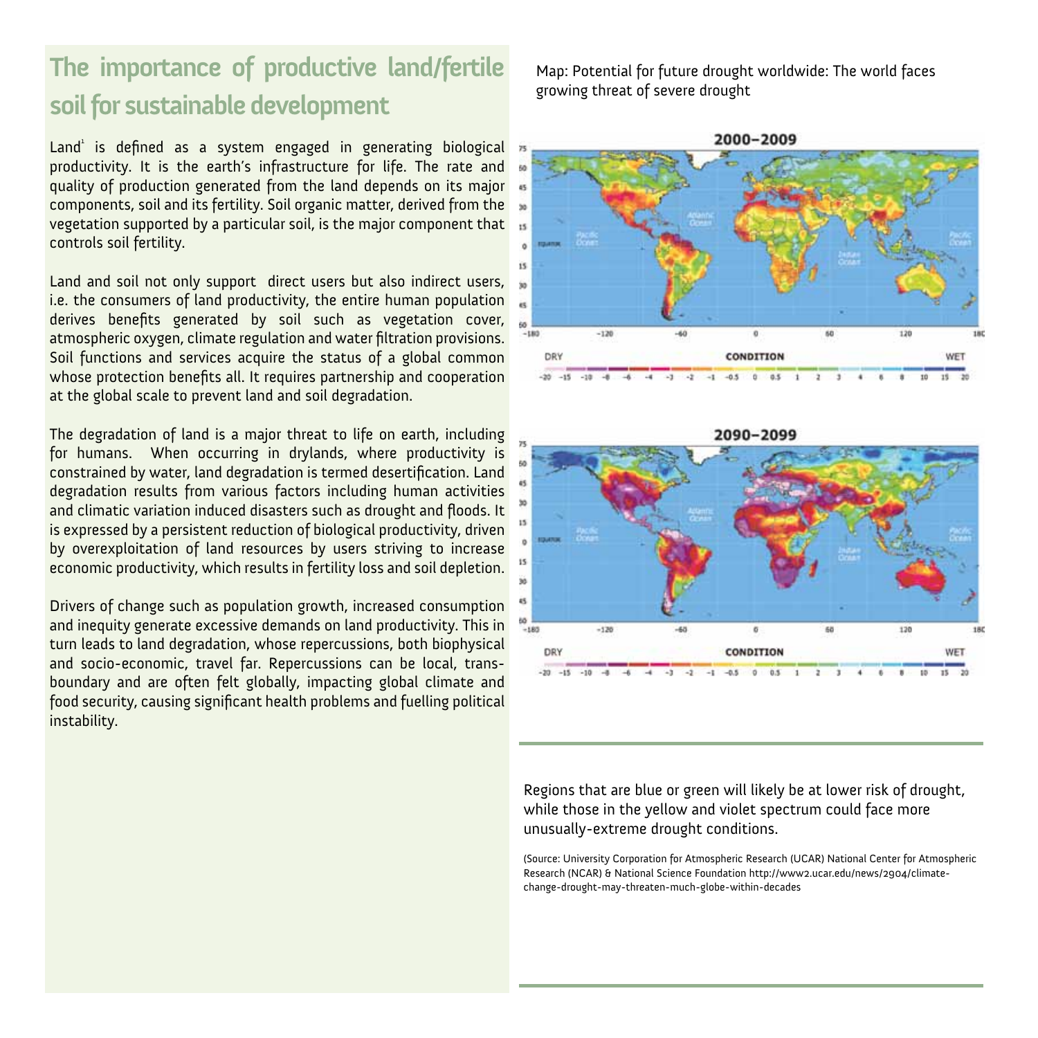## The importance of productive land/fertile soil for sustainable development

Land[1] is defined as a system engaged in generating biological productivity. It is the earth's infrastructure for life. The rate and quality of production generated from the land depends on its major components, soil and its fertility. Soil organic matter, derived from the vegetation supported by a particular soil, is the major component that controls soil fertility.

Land and soil not only support direct users but also indirect users, i.e. the consumers of land productivity, the entire human population derives benefits generated by soil such as vegetation cover, atmospheric oxygen, climate regulation and water filtration provisions. Soil functions and services acquire the status of a global common whose protection benefits all. It requires partnership and cooperation at the global scale to prevent land and soil degradation.

The degradation of land is a major threat to life on earth, including for humans. When occurring in drylands, where productivity is constrained by water, land degradation is termed desertification. Land degradation results from various factors including human activities and climatic variation induced disasters such as drought and floods. It is expressed by a persistent reduction of biological productivity, driven by overexploitation of land resources by users striving to increase economic productivity, which results in fertility loss and soil depletion.

Drivers of change such as population growth, increased consumption and inequity generate excessive demands on land productivity. This in turn leads to land degradation, whose repercussions, both biophysical and socio-economic, travel far. Repercussions can be local, trans-boundary and are often felt globally, impacting global climate and food security, causing significant health problems and fuelling political instability.

Map: Potential for future drought worldwide: The world faces growing threat of severe drought

Regions that are blue or green will likely be at lower risk of drought, while those in the yellow and violet spectrum could face more unusually-extreme drought conditions.

(Source: University Corporation for Atmospheric Research (UCAR) National Center for Atmospheric Research (NCAR) & National Science Foundation http://www2.ucar.edu/news/2904/climate-change-drought-may-threaten-much-globe-within-decades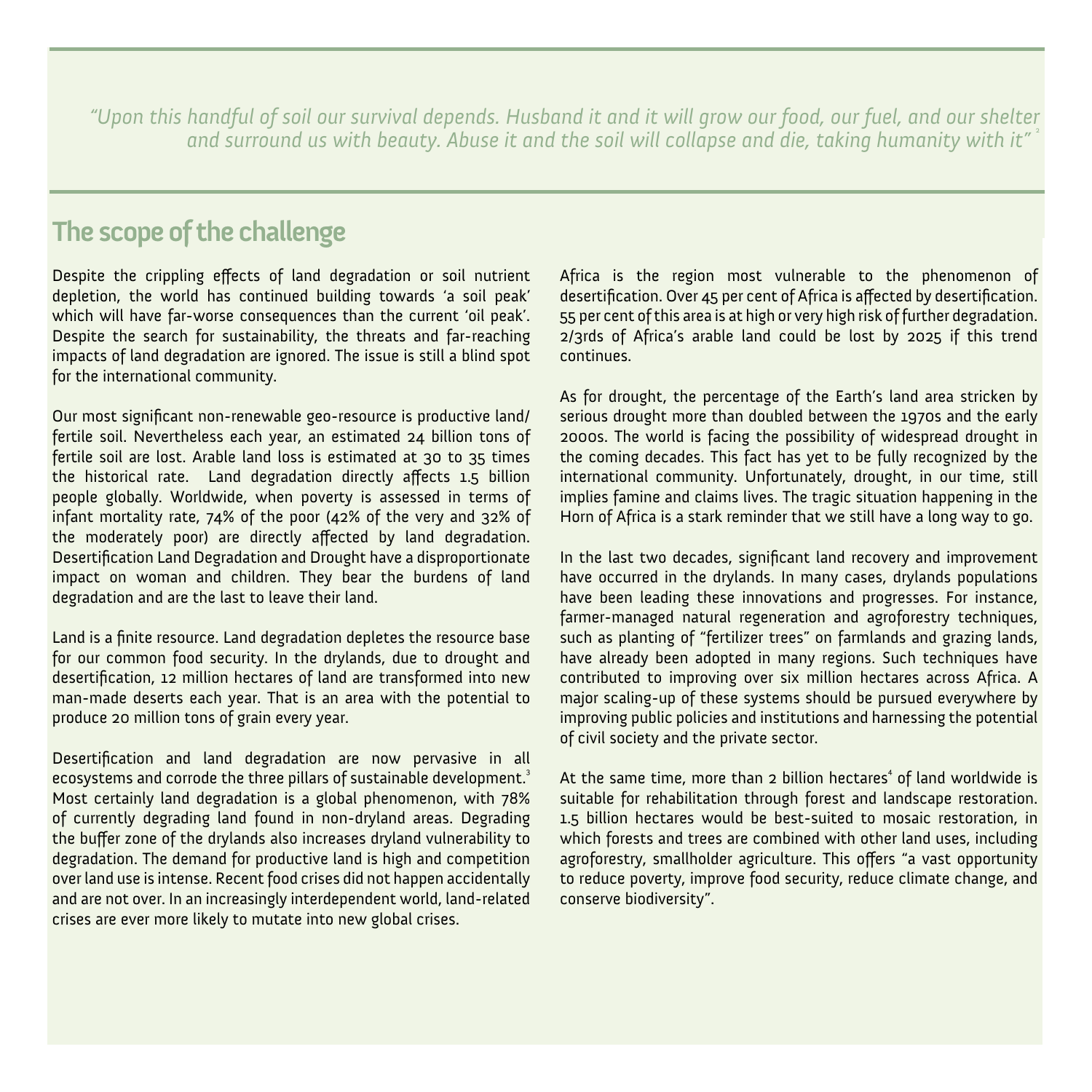*"Upon this handful of soil our survival depends. Husband it and it will grow our food, our fuel, and our shelter and surround us with beauty. Abuse it and the soil will collapse and die, taking humanity with it"* [2]

## The scope of the challenge

Despite the crippling effects of land degradation or soil nutrient depletion, the world has continued building towards 'a soil peak' which will have far-worse consequences than the current 'oil peak'. Despite the search for sustainability, the threats and far-reaching impacts of land degradation are ignored. The issue is still a blind spot for the international community.

Our most significant non-renewable geo-resource is productive land/ fertile soil. Nevertheless each year, an estimated 24 billion tons of fertile soil are lost. Arable land loss is estimated at 30 to 35 times the historical rate. Land degradation directly affects 1.5 billion people globally. Worldwide, when poverty is assessed in terms of infant mortality rate, 74% of the poor (42% of the very and 32% of the moderately poor) are directly affected by land degradation. Desertification Land Degradation and Drought have a disproportionate impact on woman and children. They bear the burdens of land degradation and are the last to leave their land.

Land is a finite resource. Land degradation depletes the resource base for our common food security. In the drylands, due to drought and desertification, 12 million hectares of land are transformed into new man-made deserts each year. That is an area with the potential to produce 20 million tons of grain every year.

Desertification and land degradation are now pervasive in all ecosystems and corrode the three pillars of sustainable development.[3] Most certainly land degradation is a global phenomenon, with 78% of currently degrading land found in non-dryland areas. Degrading the buffer zone of the drylands also increases dryland vulnerability to degradation. The demand for productive land is high and competition over land use is intense. Recent food crises did not happen accidentally and are not over. In an increasingly interdependent world, land-related crises are ever more likely to mutate into new global crises.

Africa is the region most vulnerable to the phenomenon of desertification. Over 45 per cent of Africa is affected by desertification. 55 per cent of this area is at high or very high risk of further degradation. 2/3rds of Africa's arable land could be lost by 2025 if this trend continues.

As for drought, the percentage of the Earth's land area stricken by serious drought more than doubled between the 1970s and the early 2000s. The world is facing the possibility of widespread drought in the coming decades. This fact has yet to be fully recognized by the international community. Unfortunately, drought, in our time, still implies famine and claims lives. The tragic situation happening in the Horn of Africa is a stark reminder that we still have a long way to go.

In the last two decades, significant land recovery and improvement have occurred in the drylands. In many cases, drylands populations have been leading these innovations and progresses. For instance, farmer-managed natural regeneration and agroforestry techniques, such as planting of "fertilizer trees" on farmlands and grazing lands, have already been adopted in many regions. Such techniques have contributed to improving over six million hectares across Africa. A major scaling-up of these systems should be pursued everywhere by improving public policies and institutions and harnessing the potential of civil society and the private sector.

At the same time, more than 2 billion hectares[4] of land worldwide is suitable for rehabilitation through forest and landscape restoration. 1.5 billion hectares would be best-suited to mosaic restoration, in which forests and trees are combined with other land uses, including agroforestry, smallholder agriculture. This offers "a vast opportunity to reduce poverty, improve food security, reduce climate change, and conserve biodiversity".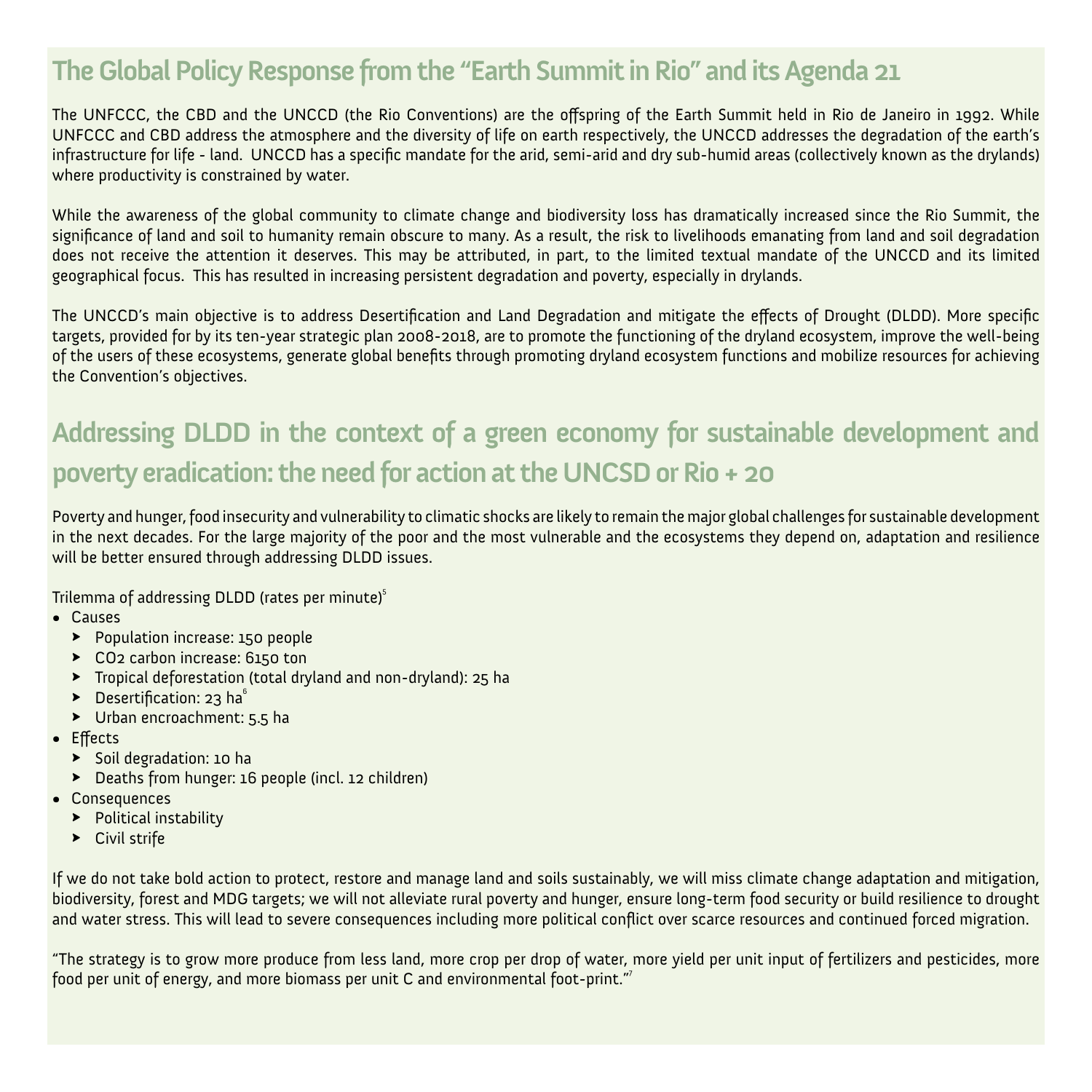## The Global Policy Response from the "Earth Summit in Rio" and its Agenda 21

The UNFCCC, the CBD and the UNCCD (the Rio Conventions) are the offspring of the Earth Summit held in Rio de Janeiro in 1992. While UNFCCC and CBD address the atmosphere and the diversity of life on earth respectively, the UNCCD addresses the degradation of the earth's infrastructure for life - land. UNCCD has a specific mandate for the arid, semi-arid and dry sub-humid areas (collectively known as the drylands) where productivity is constrained by water.

While the awareness of the global community to climate change and biodiversity loss has dramatically increased since the Rio Summit, the significance of land and soil to humanity remain obscure to many. As a result, the risk to livelihoods emanating from land and soil degradation does not receive the attention it deserves. This may be attributed, in part, to the limited textual mandate of the UNCCD and its limited geographical focus. This has resulted in increasing persistent degradation and poverty, especially in drylands.

The UNCCD's main objective is to address Desertification and Land Degradation and mitigate the effects of Drought (DLDD). More specific targets, provided for by its ten-year strategic plan 2008-2018, are to promote the functioning of the dryland ecosystem, improve the well-being of the users of these ecosystems, generate global benefits through promoting dryland ecosystem functions and mobilize resources for achieving the Convention's objectives.

## Addressing DLDD in the context of a green economy for sustainable development and poverty eradication: the need for action at the UNCSD or Rio + 20

Poverty and hunger, food insecurity and vulnerability to climatic shocks are likely to remain the major global challenges for sustainable development in the next decades. For the large majority of the poor and the most vulnerable and the ecosystems they depend on, adaptation and resilience will be better ensured through addressing DLDD issues.

Trilemma of addressing DLDD (rates per minute)[5]

- Causes
  - Population increase: 150 people
  - $CO_2$ carbon increase: 6150 ton
  - Tropical deforestation (total dryland and non-dryland): 25 ha
  - Desertification: 23 ha[6]
  - Urban encroachment: 5.5 ha
- Effects
  - Soil degradation: 10 ha
  - Deaths from hunger: 16 people (incl. 12 children)
- Consequences
  - Political instability
  - Civil strife

If we do not take bold action to protect, restore and manage land and soils sustainably, we will miss climate change adaptation and mitigation, biodiversity, forest and MDG targets; we will not alleviate rural poverty and hunger, ensure long-term food security or build resilience to drought and water stress. This will lead to severe consequences including more political conflict over scarce resources and continued forced migration.

"The strategy is to grow more produce from less land, more crop per drop of water, more yield per unit input of fertilizers and pesticides, more food per unit of energy, and more biomass per unit C and environmental foot-print."[7]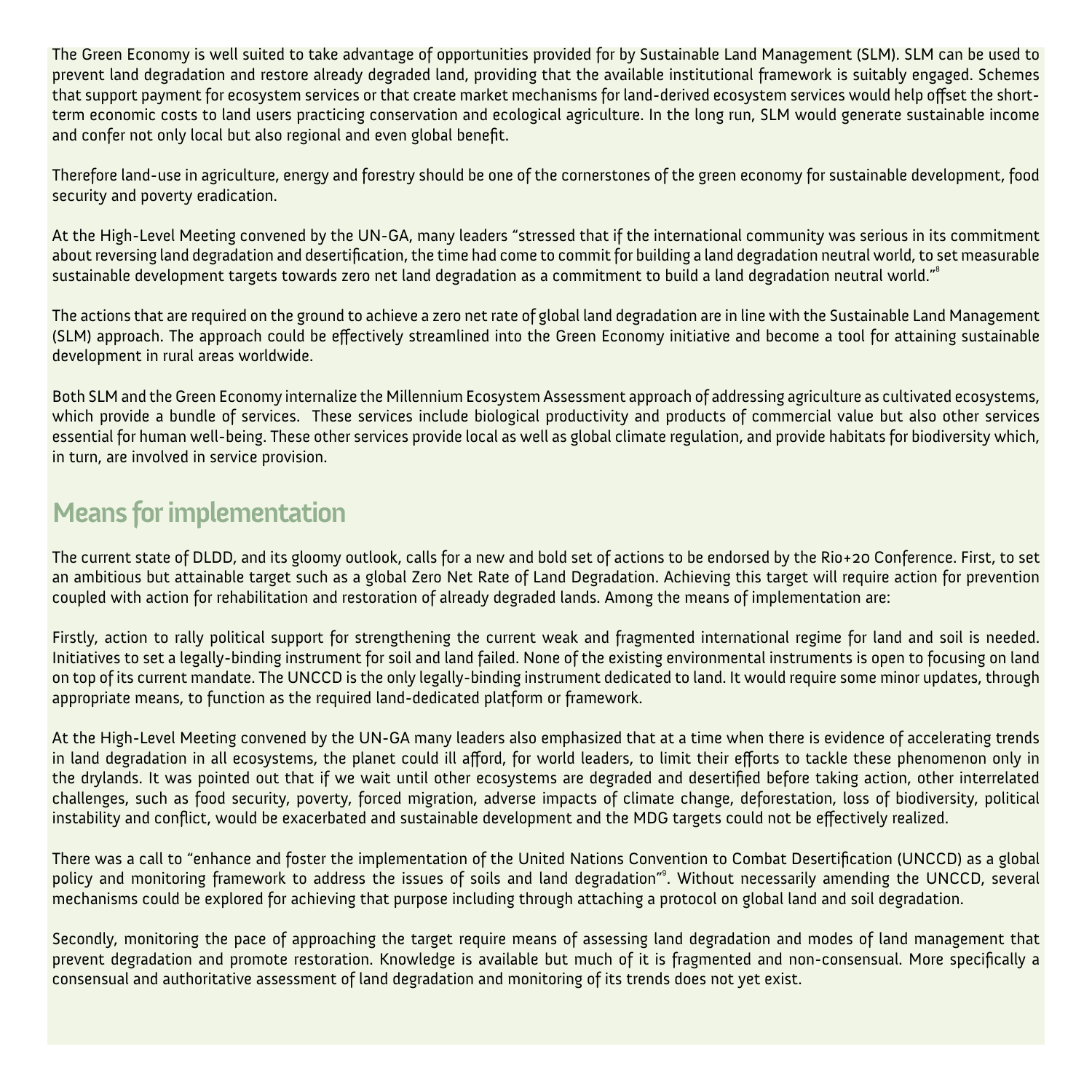The Green Economy is well suited to take advantage of opportunities provided for by Sustainable Land Management (SLM). SLM can be used to prevent land degradation and restore already degraded land, providing that the available institutional framework is suitably engaged. Schemes that support payment for ecosystem services or that create market mechanisms for land-derived ecosystem services would help offset the short-term economic costs to land users practicing conservation and ecological agriculture. In the long run, SLM would generate sustainable income and confer not only local but also regional and even global benefit.

Therefore land-use in agriculture, energy and forestry should be one of the cornerstones of the green economy for sustainable development, food security and poverty eradication.

At the High-Level Meeting convened by the UN-GA, many leaders "stressed that if the international community was serious in its commitment about reversing land degradation and desertification, the time had come to commit for building a land degradation neutral world, to set measurable sustainable development targets towards zero net land degradation as a commitment to build a land degradation neutral world."[8]

The actions that are required on the ground to achieve a zero net rate of global land degradation are in line with the Sustainable Land Management (SLM) approach. The approach could be effectively streamlined into the Green Economy initiative and become a tool for attaining sustainable development in rural areas worldwide.

Both SLM and the Green Economy internalize the Millennium Ecosystem Assessment approach of addressing agriculture as cultivated ecosystems, which provide a bundle of services. These services include biological productivity and products of commercial value but also other services essential for human well-being. These other services provide local as well as global climate regulation, and provide habitats for biodiversity which, in turn, are involved in service provision.

## Means for implementation

The current state of DLDD, and its gloomy outlook, calls for a new and bold set of actions to be endorsed by the Rio+20 Conference. First, to set an ambitious but attainable target such as a global Zero Net Rate of Land Degradation. Achieving this target will require action for prevention coupled with action for rehabilitation and restoration of already degraded lands. Among the means of implementation are:

Firstly, action to rally political support for strengthening the current weak and fragmented international regime for land and soil is needed. Initiatives to set a legally-binding instrument for soil and land failed. None of the existing environmental instruments is open to focusing on land on top of its current mandate. The UNCCD is the only legally-binding instrument dedicated to land. It would require some minor updates, through appropriate means, to function as the required land-dedicated platform or framework.

At the High-Level Meeting convened by the UN-GA many leaders also emphasized that at a time when there is evidence of accelerating trends in land degradation in all ecosystems, the planet could ill afford, for world leaders, to limit their efforts to tackle these phenomenon only in the drylands. It was pointed out that if we wait until other ecosystems are degraded and desertified before taking action, other interrelated challenges, such as food security, poverty, forced migration, adverse impacts of climate change, deforestation, loss of biodiversity, political instability and conflict, would be exacerbated and sustainable development and the MDG targets could not be effectively realized.

There was a call to "enhance and foster the implementation of the United Nations Convention to Combat Desertification (UNCCD) as a global policy and monitoring framework to address the issues of soils and land degradation"[9]. Without necessarily amending the UNCCD, several mechanisms could be explored for achieving that purpose including through attaching a protocol on global land and soil degradation.

Secondly, monitoring the pace of approaching the target require means of assessing land degradation and modes of land management that prevent degradation and promote restoration. Knowledge is available but much of it is fragmented and non-consensual. More specifically a consensual and authoritative assessment of land degradation and monitoring of its trends does not yet exist.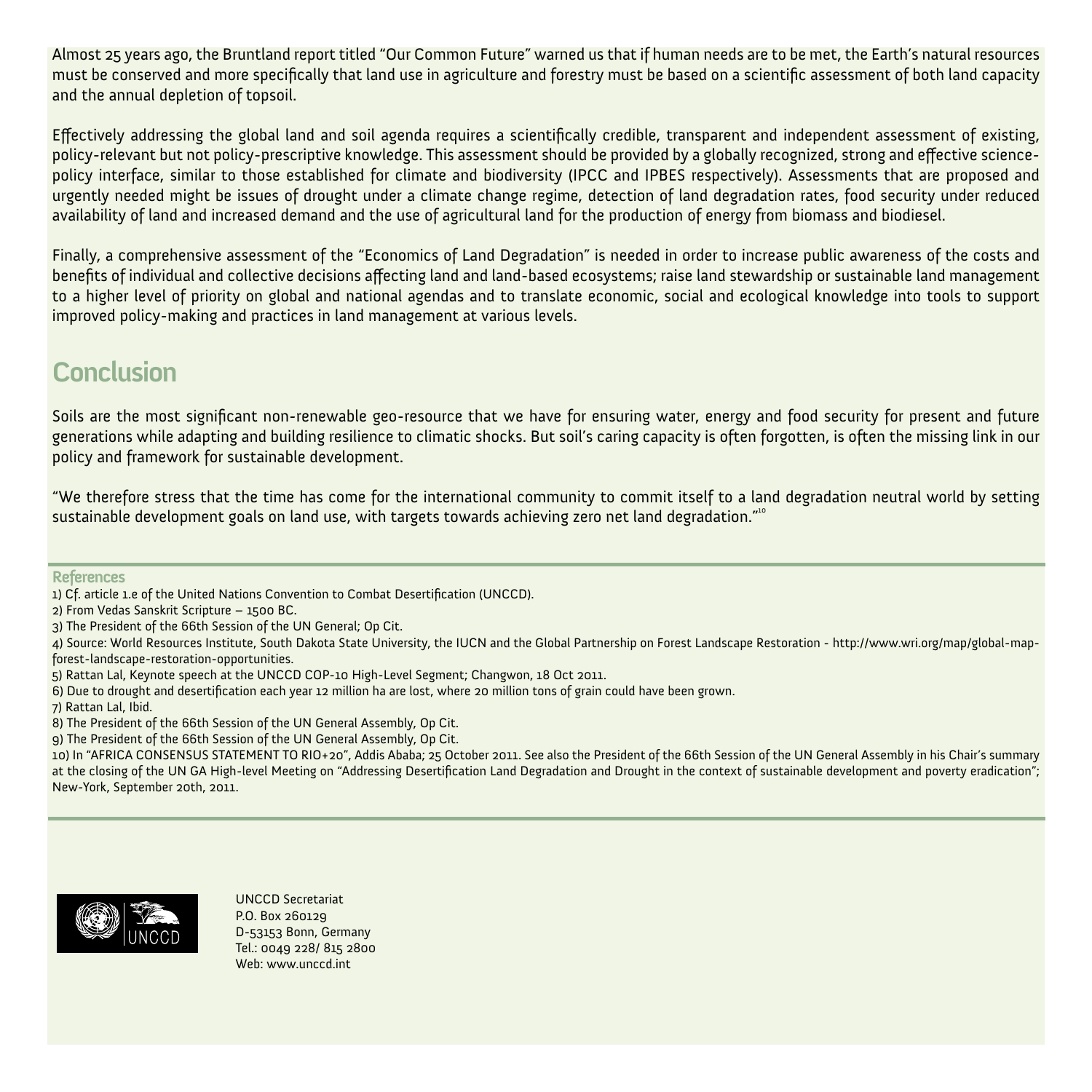Almost 25 years ago, the Bruntland report titled "Our Common Future" warned us that if human needs are to be met, the Earth's natural resources must be conserved and more specifically that land use in agriculture and forestry must be based on a scientific assessment of both land capacity and the annual depletion of topsoil.

Effectively addressing the global land and soil agenda requires a scientifically credible, transparent and independent assessment of existing, policy-relevant but not policy-prescriptive knowledge. This assessment should be provided by a globally recognized, strong and effective science-policy interface, similar to those established for climate and biodiversity (IPCC and IPBES respectively). Assessments that are proposed and urgently needed might be issues of drought under a climate change regime, detection of land degradation rates, food security under reduced availability of land and increased demand and the use of agricultural land for the production of energy from biomass and biodiesel.

Finally, a comprehensive assessment of the "Economics of Land Degradation" is needed in order to increase public awareness of the costs and benefits of individual and collective decisions affecting land and land-based ecosystems; raise land stewardship or sustainable land management to a higher level of priority on global and national agendas and to translate economic, social and ecological knowledge into tools to support improved policy-making and practices in land management at various levels.

## Conclusion

Soils are the most significant non-renewable geo-resource that we have for ensuring water, energy and food security for present and future generations while adapting and building resilience to climatic shocks. But soil's caring capacity is often forgotten, is often the missing link in our policy and framework for sustainable development.

"We therefore stress that the time has come for the international community to commit itself to a land degradation neutral world by setting sustainable development goals on land use, with targets towards achieving zero net land degradation."[10]

### References

1) Cf. article 1.e of the United Nations Convention to Combat Desertification (UNCCD).
2) From Vedas Sanskrit Scripture – 1500 BC.
3) The President of the 66th Session of the UN General; Op Cit.
4) Source: World Resources Institute, South Dakota State University, the IUCN and the Global Partnership on Forest Landscape Restoration - http://www.wri.org/map/global-map-forest-landscape-restoration-opportunities.
5) Rattan Lal, Keynote speech at the UNCCD COP-10 High-Level Segment; Changwon, 18 Oct 2011.
6) Due to drought and desertification each year 12 million ha are lost, where 20 million tons of grain could have been grown.
7) Rattan Lal, Ibid.
8) The President of the 66th Session of the UN General Assembly, Op Cit.
9) The President of the 66th Session of the UN General Assembly, Op Cit.
10) In "AFRICA CONSENSUS STATEMENT TO RIO+20", Addis Ababa; 25 October 2011. See also the President of the 66th Session of the UN General Assembly in his Chair's summary at the closing of the UN GA High-level Meeting on "Addressing Desertification Land Degradation and Drought in the context of sustainable development and poverty eradication"; New-York, September 20th, 2011.

UNCCD

UNCCD Secretariat
P.O. Box 260129
D-53153 Bonn, Germany
Tel.: 0049 228/ 815 2800
Web: www.unccd.int